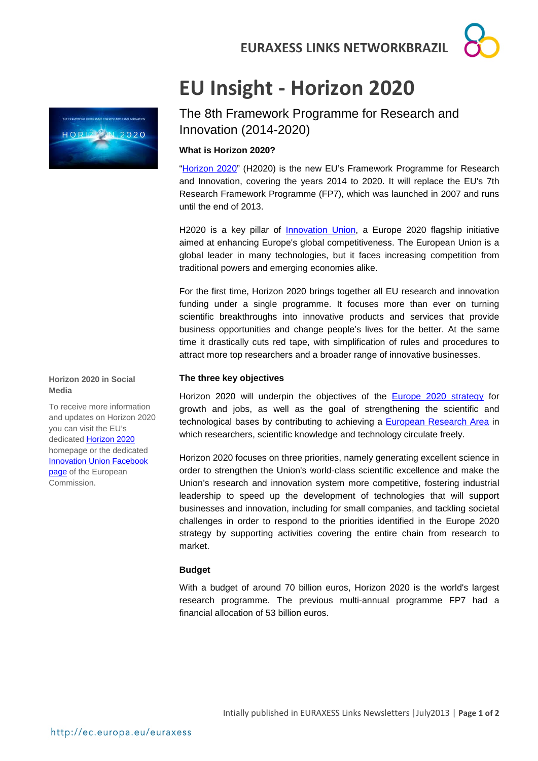# EU Insight - Horizon 2020

## The 8th Framework Programme for Research and Innovation (2014-2020)

### What is Horizon 2020?

"Horizon 2020" (H2020) is the new EU's Framework Programme for Research and Innovation, covering the years 2014 to 2020. It will replace the EU's 7th Research Framework Programme (FP7), which was launched in 2007 and runs until the end of 2013.

H2020 is a key pillar of Innovation Union, a Europe 2020 flagship initiative aimed at enhancing Europe's global competitiveness. The European Union is a global leader in many technologies, but it faces increasing competition from traditional powers and emerging economies alike.

For the first time, Horizon 2020 brings together all EU research and innovation funding under a single programme. It focuses more than ever on turning scientific breakthroughs into innovative products and services that provide business opportunities and change people's lives for the better. At the same time it drastically cuts red tape, with simplification of rules and procedures to attract more top researchers and a broader range of innovative businesses.

**Horizon 2020 in Social Media**

To receive more information and updates on Horizon 2020 you can visit the EU's dedicated Horizon 2020 homepage or the dedicated Innovation Union Facebook page of the European Commission.

### The three key objectives

Horizon 2020 will underpin the objectives of the Europe 2020 strategy for growth and jobs, as well as the goal of strengthening the scientific and technological bases by contributing to achieving a European Research Area in which researchers, scientific knowledge and technology circulate freely.

Horizon 2020 focuses on three priorities, namely generating excellent science in order to strengthen the Union's world-class scientific excellence and make the Union's research and innovation system more competitive, fostering industrial leadership to speed up the development of technologies that will support businesses and innovation, including for small companies, and tackling societal challenges in order to respond to the priorities identified in the Europe 2020 strategy by supporting activities covering the entire chain from research to market.

### Budget

With a budget of around 70 billion euros, Horizon 2020 is the world's largest research programme. The previous multi-annual programme FP7 had a financial allocation of 53 billion euros.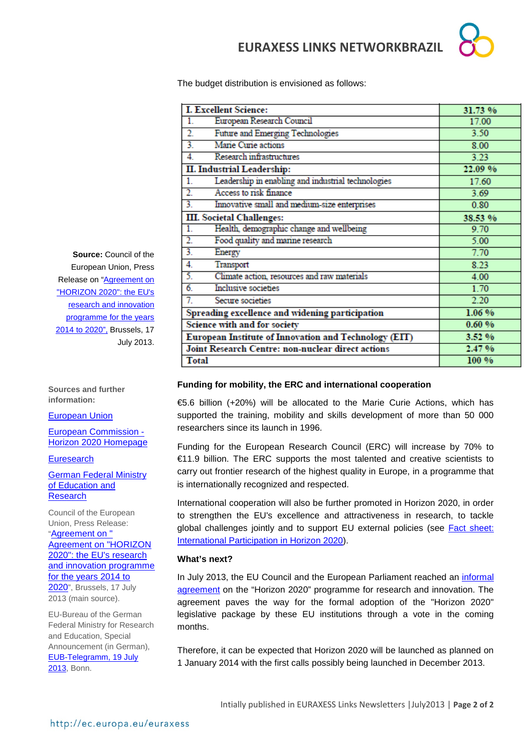The budget distribution is envisioned as follows:

| | | |
|---|---|---|
| **I. Excellent Science:** | | **31.73 %** |
| 1. | European Research Council | 17.00 |
| 2. | Future and Emerging Technologies | 3.50 |
| 3. | Marie Curie actions | 8.00 |
| 4. | Research infrastructures | 3.23 |
| **II. Industrial Leadership:** | | **22.09 %** |
| 1. | Leadership in enabling and industrial technologies | 17.60 |
| 2. | Access to risk finance | 3.69 |
| 3. | Innovative small and medium-size enterprises | 0.80 |
| **III. Societal Challenges:** | | **38.53 %** |
| 1. | Health, demographic change and wellbeing | 9.70 |
| 2. | Food quality and marine research | 5.00 |
| 3. | Energy | 7.70 |
| 4. | Transport | 8.23 |
| 5. | Climate action, resources and raw materials | 4.00 |
| 6. | Inclusive societies | 1.70 |
| 7. | Secure societies | 2.20 |
| **Spreading excellence and widening participation** | | **1.06 %** |
| **Science with and for society** | | **0.60 %** |
| **European Institute of Innovation and Technology (EIT)** | | **3.52 %** |
| **Joint Research Centre: non-nuclear direct actions** | | **2.47 %** |
| **Total** | | **100 %** |

**Source:** Council of the European Union, Press Release on "Agreement on "HORIZON 2020": the EU's research and innovation programme for the years 2014 to 2020", Brussels, 17 July 2013.

**Funding for mobility, the ERC and international cooperation**

€5.6 billion (+20%) will be allocated to the Marie Curie Actions, which has supported the training, mobility and skills development of more than 50 000 researchers since its launch in 1996.

Funding for the European Research Council (ERC) will increase by 70% to €11.9 billion. The ERC supports the most talented and creative scientists to carry out frontier research of the highest quality in Europe, in a programme that is internationally recognized and respected.

International cooperation will also be further promoted in Horizon 2020, in order to strengthen the EU's excellence and attractiveness in research, to tackle global challenges jointly and to support EU external policies (see Fact sheet: International Participation in Horizon 2020).

**What's next?**

In July 2013, the EU Council and the European Parliament reached an informal agreement on the "Horizon 2020" programme for research and innovation. The agreement paves the way for the formal adoption of the "Horizon 2020" legislative package by these EU institutions through a vote in the coming months.

Therefore, it can be expected that Horizon 2020 will be launched as planned on 1 January 2014 with the first calls possibly being launched in December 2013.

**Sources and further information:**

European Union

European Commission - Horizon 2020 Homepage

Euresearch

German Federal Ministry of Education and Research

Council of the European Union, Press Release: "Agreement on " Agreement on "HORIZON 2020": the EU's research and innovation programme for the years 2014 to 2020", Brussels, 17 July 2013 (main source).

EU-Bureau of the German Federal Ministry for Research and Education, Special Announcement (in German), EUB-Telegramm, 19 July 2013, Bonn.

Intially published in EURAXESS Links Newsletters |July2013